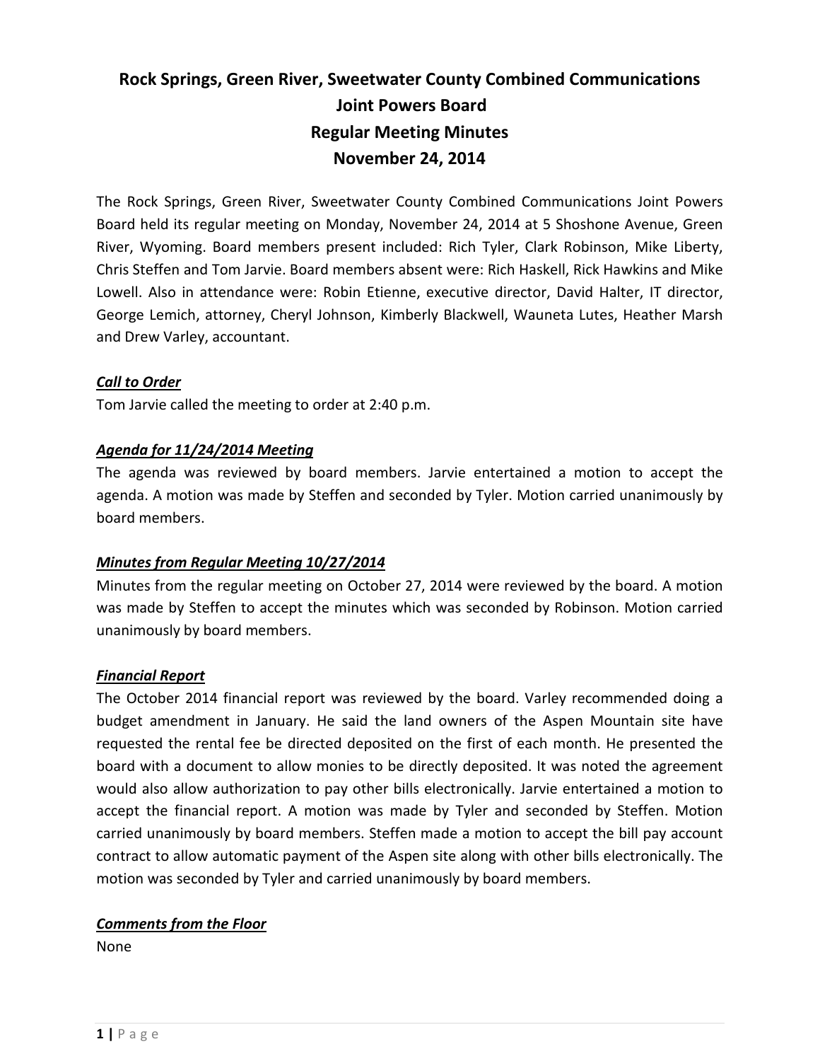# Rock Springs, Green River, Sweetwater County Combined Communications Joint Powers Board Regular Meeting Minutes November 24, 2014

The Rock Springs, Green River, Sweetwater County Combined Communications Joint Powers Board held its regular meeting on Monday, November 24, 2014 at 5 Shoshone Avenue, Green River, Wyoming. Board members present included: Rich Tyler, Clark Robinson, Mike Liberty, Chris Steffen and Tom Jarvie. Board members absent were: Rich Haskell, Rick Hawkins and Mike Lowell. Also in attendance were: Robin Etienne, executive director, David Halter, IT director, George Lemich, attorney, Cheryl Johnson, Kimberly Blackwell, Wauneta Lutes, Heather Marsh and Drew Varley, accountant.

***Call to Order***

Tom Jarvie called the meeting to order at 2:40 p.m.

***Agenda for 11/24/2014 Meeting***

The agenda was reviewed by board members. Jarvie entertained a motion to accept the agenda. A motion was made by Steffen and seconded by Tyler. Motion carried unanimously by board members.

***Minutes from Regular Meeting 10/27/2014***

Minutes from the regular meeting on October 27, 2014 were reviewed by the board. A motion was made by Steffen to accept the minutes which was seconded by Robinson. Motion carried unanimously by board members.

***Financial Report***

The October 2014 financial report was reviewed by the board. Varley recommended doing a budget amendment in January. He said the land owners of the Aspen Mountain site have requested the rental fee be directed deposited on the first of each month. He presented the board with a document to allow monies to be directly deposited. It was noted the agreement would also allow authorization to pay other bills electronically. Jarvie entertained a motion to accept the financial report. A motion was made by Tyler and seconded by Steffen. Motion carried unanimously by board members. Steffen made a motion to accept the bill pay account contract to allow automatic payment of the Aspen site along with other bills electronically. The motion was seconded by Tyler and carried unanimously by board members.

***Comments from the Floor***

None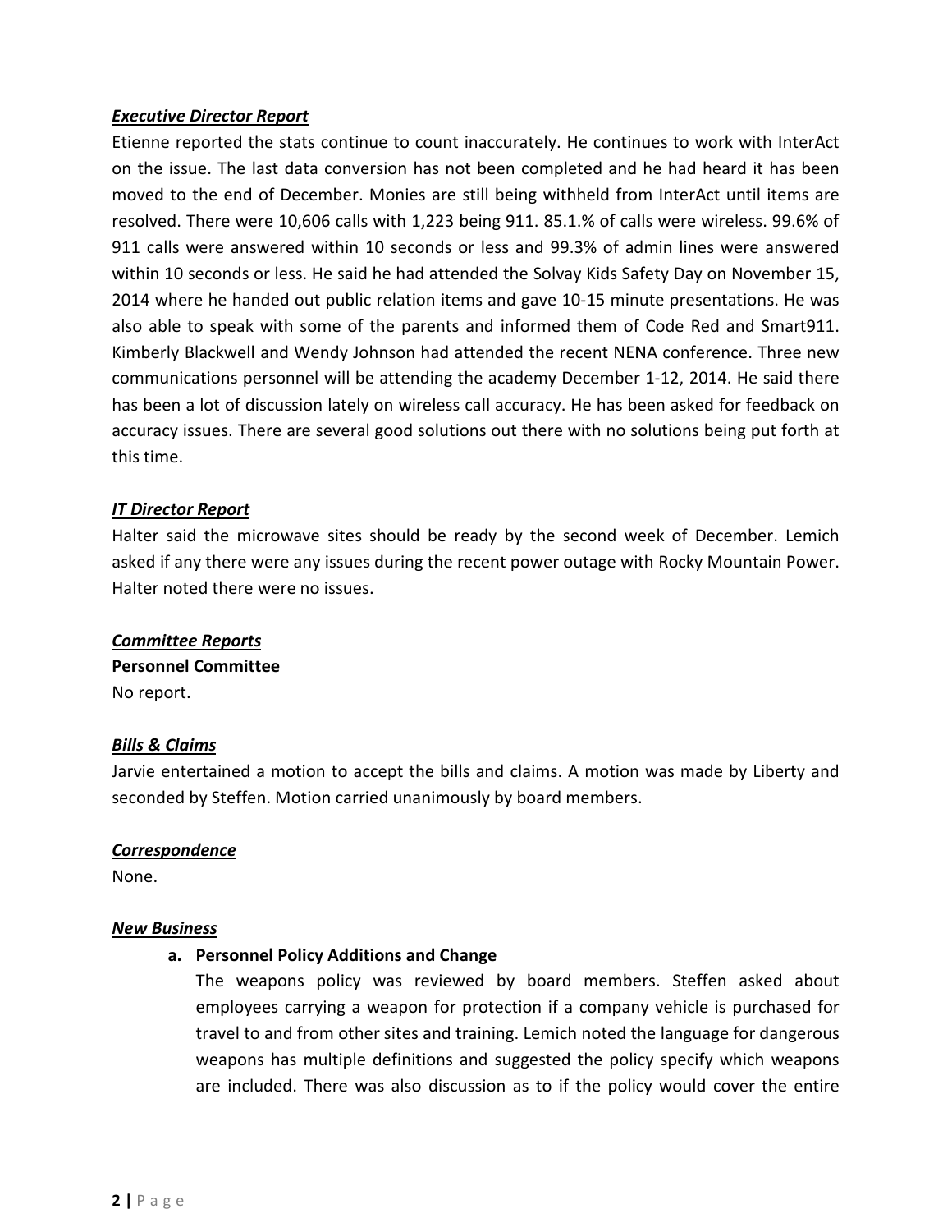***Executive Director Report***

Etienne reported the stats continue to count inaccurately. He continues to work with InterAct on the issue. The last data conversion has not been completed and he had heard it has been moved to the end of December. Monies are still being withheld from InterAct until items are resolved. There were 10,606 calls with 1,223 being 911. 85.1.% of calls were wireless. 99.6% of 911 calls were answered within 10 seconds or less and 99.3% of admin lines were answered within 10 seconds or less. He said he had attended the Solvay Kids Safety Day on November 15, 2014 where he handed out public relation items and gave 10-15 minute presentations. He was also able to speak with some of the parents and informed them of Code Red and Smart911. Kimberly Blackwell and Wendy Johnson had attended the recent NENA conference. Three new communications personnel will be attending the academy December 1-12, 2014. He said there has been a lot of discussion lately on wireless call accuracy. He has been asked for feedback on accuracy issues. There are several good solutions out there with no solutions being put forth at this time.

***IT Director Report***

Halter said the microwave sites should be ready by the second week of December. Lemich asked if any there were any issues during the recent power outage with Rocky Mountain Power. Halter noted there were no issues.

***Committee Reports***

**Personnel Committee**

No report.

***Bills & Claims***

Jarvie entertained a motion to accept the bills and claims. A motion was made by Liberty and seconded by Steffen. Motion carried unanimously by board members.

***Correspondence***

None.

***New Business***

**a. Personnel Policy Additions and Change**

The weapons policy was reviewed by board members. Steffen asked about employees carrying a weapon for protection if a company vehicle is purchased for travel to and from other sites and training. Lemich noted the language for dangerous weapons has multiple definitions and suggested the policy specify which weapons are included. There was also discussion as to if the policy would cover the entire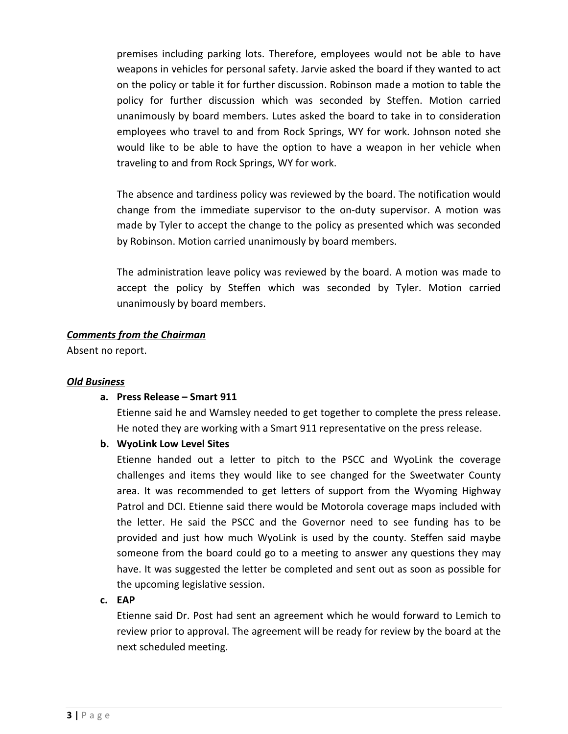premises including parking lots. Therefore, employees would not be able to have weapons in vehicles for personal safety. Jarvie asked the board if they wanted to act on the policy or table it for further discussion. Robinson made a motion to table the policy for further discussion which was seconded by Steffen. Motion carried unanimously by board members. Lutes asked the board to take in to consideration employees who travel to and from Rock Springs, WY for work. Johnson noted she would like to be able to have the option to have a weapon in her vehicle when traveling to and from Rock Springs, WY for work.

The absence and tardiness policy was reviewed by the board. The notification would change from the immediate supervisor to the on-duty supervisor. A motion was made by Tyler to accept the change to the policy as presented which was seconded by Robinson. Motion carried unanimously by board members.

The administration leave policy was reviewed by the board. A motion was made to accept the policy by Steffen which was seconded by Tyler. Motion carried unanimously by board members.

***Comments from the Chairman***

Absent no report.

***Old Business***

**a. Press Release – Smart 911**

Etienne said he and Wamsley needed to get together to complete the press release. He noted they are working with a Smart 911 representative on the press release.

**b. WyoLink Low Level Sites**

Etienne handed out a letter to pitch to the PSCC and WyoLink the coverage challenges and items they would like to see changed for the Sweetwater County area. It was recommended to get letters of support from the Wyoming Highway Patrol and DCI. Etienne said there would be Motorola coverage maps included with the letter. He said the PSCC and the Governor need to see funding has to be provided and just how much WyoLink is used by the county. Steffen said maybe someone from the board could go to a meeting to answer any questions they may have. It was suggested the letter be completed and sent out as soon as possible for the upcoming legislative session.

**c. EAP**

Etienne said Dr. Post had sent an agreement which he would forward to Lemich to review prior to approval. The agreement will be ready for review by the board at the next scheduled meeting.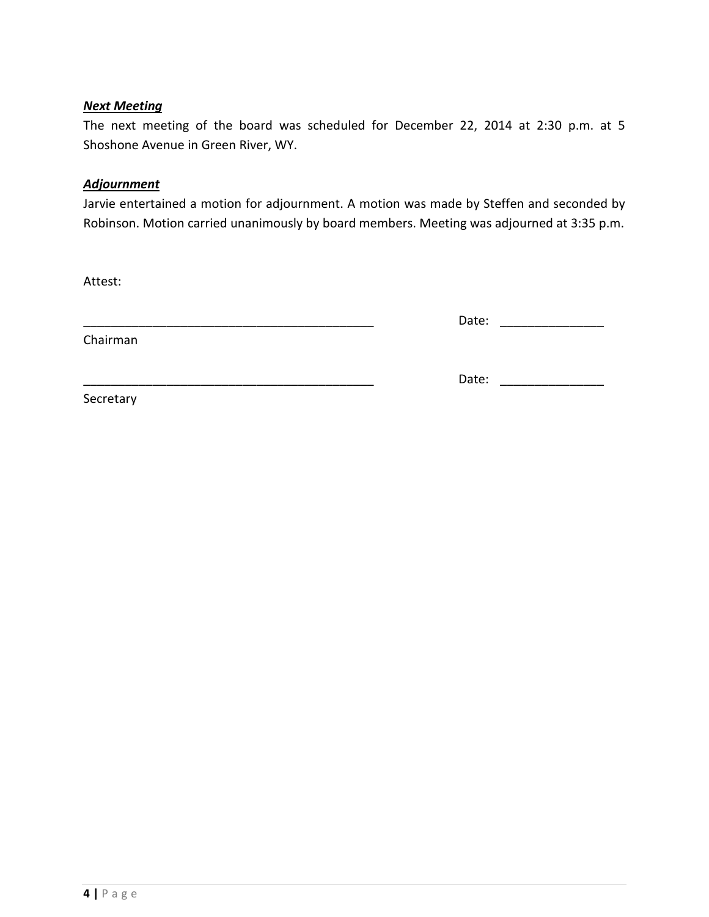***Next Meeting***

The next meeting of the board was scheduled for December 22, 2014 at 2:30 p.m. at 5 Shoshone Avenue in Green River, WY.

***Adjournment***

Jarvie entertained a motion for adjournment. A motion was made by Steffen and seconded by Robinson. Motion carried unanimously by board members. Meeting was adjourned at 3:35 p.m.

Attest:

_____________________________________________ Date: _______________

Chairman

_____________________________________________ Date: _______________

Secretary